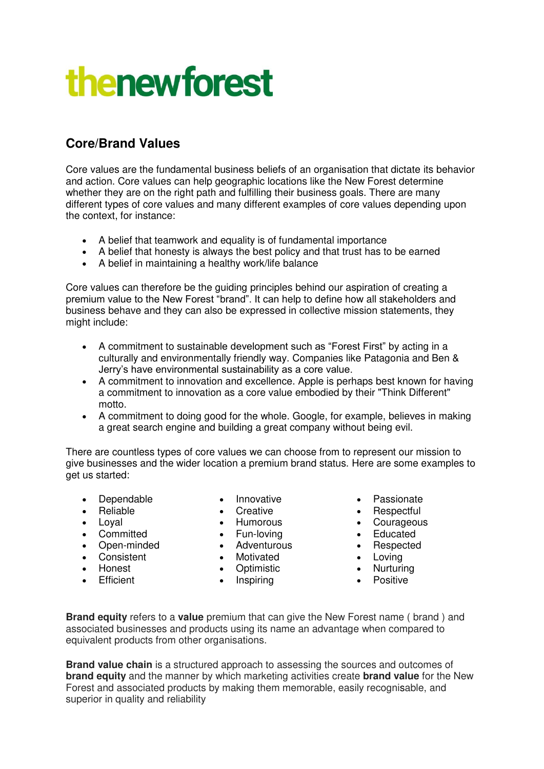# thenewforest

## Core/Brand Values

Core values are the fundamental business beliefs of an organisation that dictate its behavior and action. Core values can help geographic locations like the New Forest determine whether they are on the right path and fulfilling their business goals. There are many different types of core values and many different examples of core values depending upon the context, for instance:

- A belief that teamwork and equality is of fundamental importance
- A belief that honesty is always the best policy and that trust has to be earned
- A belief in maintaining a healthy work/life balance

Core values can therefore be the guiding principles behind our aspiration of creating a premium value to the New Forest "brand". It can help to define how all stakeholders and business behave and they can also be expressed in collective mission statements, they might include:

- A commitment to sustainable development such as "Forest First" by acting in a culturally and environmentally friendly way. Companies like Patagonia and Ben & Jerry's have environmental sustainability as a core value.
- A commitment to innovation and excellence. Apple is perhaps best known for having a commitment to innovation as a core value embodied by their "Think Different" motto.
- A commitment to doing good for the whole. Google, for example, believes in making a great search engine and building a great company without being evil.

There are countless types of core values we can choose from to represent our mission to give businesses and the wider location a premium brand status. Here are some examples to get us started:

- Dependable
- Reliable
- Loyal
- Committed
- Open-minded
- Consistent
- Honest
- Efficient
- Innovative
- Creative
- Humorous
- Fun-loving
- Adventurous
- Motivated
- Optimistic
- Inspiring
- Passionate
- Respectful
- Courageous
- Educated
- Respected
- Loving
- Nurturing
- Positive

**Brand equity** refers to a **value** premium that can give the New Forest name ( brand ) and associated businesses and products using its name an advantage when compared to equivalent products from other organisations.

**Brand value chain** is a structured approach to assessing the sources and outcomes of **brand equity** and the manner by which marketing activities create **brand value** for the New Forest and associated products by making them memorable, easily recognisable, and superior in quality and reliability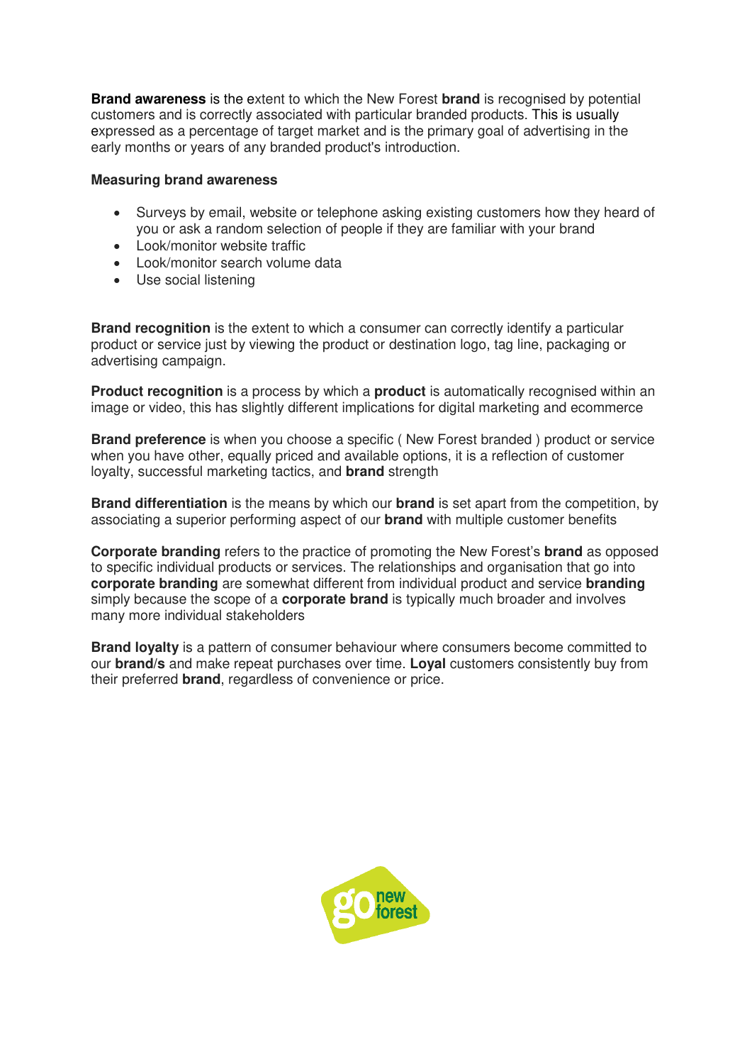**Brand awareness** is the extent to which the New Forest **brand** is recognised by potential customers and is correctly associated with particular branded products. This is usually expressed as a percentage of target market and is the primary goal of advertising in the early months or years of any branded product's introduction.

**Measuring brand awareness**

- Surveys by email, website or telephone asking existing customers how they heard of you or ask a random selection of people if they are familiar with your brand
- Look/monitor website traffic
- Look/monitor search volume data
- Use social listening

**Brand recognition** is the extent to which a consumer can correctly identify a particular product or service just by viewing the product or destination logo, tag line, packaging or advertising campaign.

**Product recognition** is a process by which a **product** is automatically recognised within an image or video, this has slightly different implications for digital marketing and ecommerce

**Brand preference** is when you choose a specific ( New Forest branded ) product or service when you have other, equally priced and available options, it is a reflection of customer loyalty, successful marketing tactics, and **brand** strength

**Brand differentiation** is the means by which our **brand** is set apart from the competition, by associating a superior performing aspect of our **brand** with multiple customer benefits

**Corporate branding** refers to the practice of promoting the New Forest's **brand** as opposed to specific individual products or services. The relationships and organisation that go into **corporate branding** are somewhat different from individual product and service **branding** simply because the scope of a **corporate brand** is typically much broader and involves many more individual stakeholders

**Brand loyalty** is a pattern of consumer behaviour where consumers become committed to our **brand/s** and make repeat purchases over time. **Loyal** customers consistently buy from their preferred **brand**, regardless of convenience or price.

go new forest